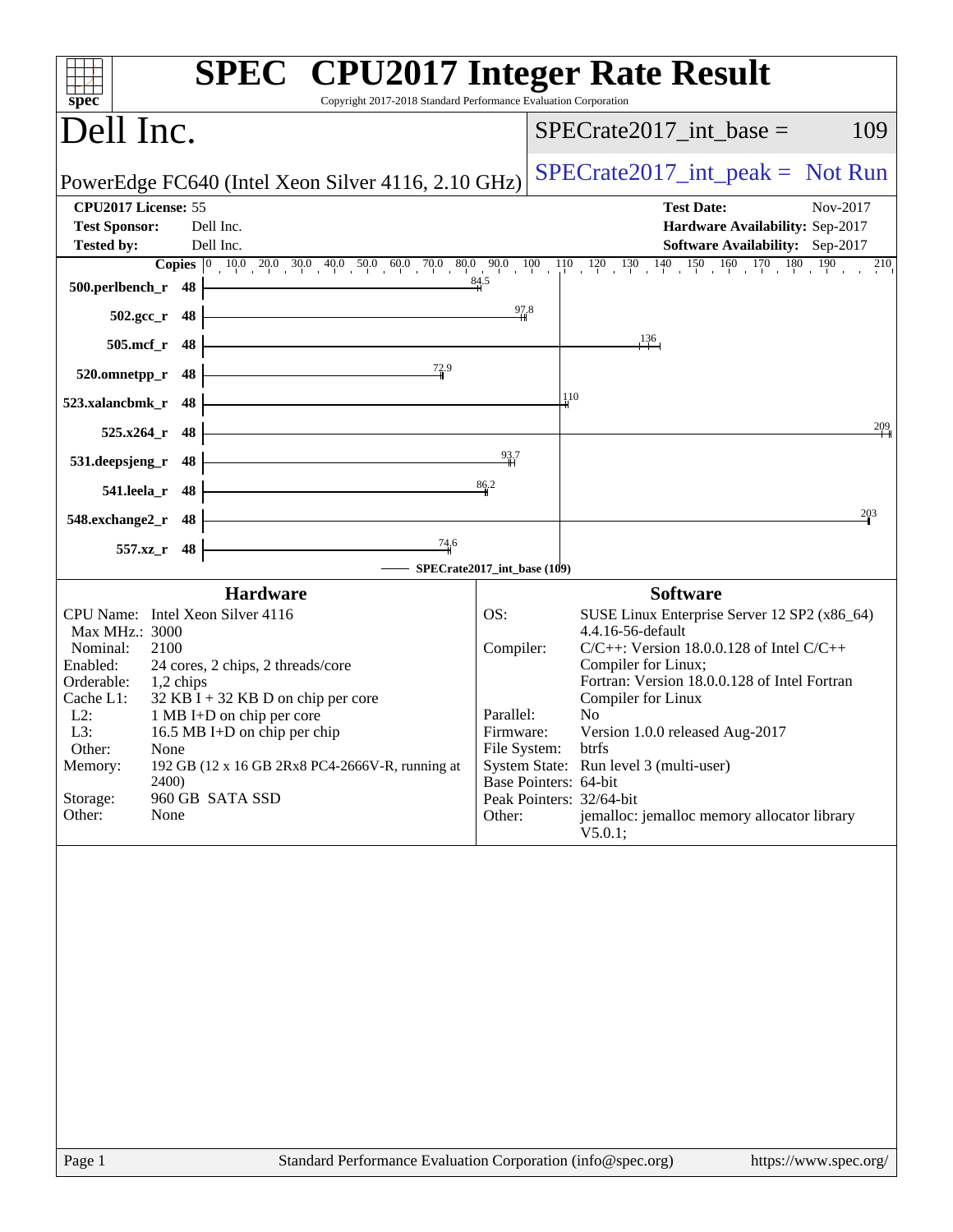# SPEC CPU2017 Integer Rate Result

Copyright 2017-2018 Standard Performance Evaluation Corporation

## Dell Inc.

PowerEdge FC640 (Intel Xeon Silver 4116, 2.10 GHz)

SPECrate2017_int_base = 109

SPECrate2017_int_peak = Not Run

**CPU2017 License:** 55
**Test Sponsor:** Dell Inc.
**Tested by:** Dell Inc.

**Test Date:** Nov-2017
**Hardware Availability:** Sep-2017
**Software Availability:** Sep-2017

| Benchmark | Copies | Base |
|---|---|---|
| 500.perlbench_r | 48 | 84.5 |
| 502.gcc_r | 48 | 97.8 |
| 505.mcf_r | 48 | 136 |
| 520.omnetpp_r | 48 | 72.9 |
| 523.xalancbmk_r | 48 | 110 |
| 525.x264_r | 48 | 209 |
| 531.deepsjeng_r | 48 | 93.7 |
| 541.leela_r | 48 | 86.2 |
| 548.exchange2_r | 48 | 203 |
| 557.xz_r | 48 | 74.6 |

SPECrate2017_int_base (109)

### Hardware

| | |
|---|---|
| CPU Name: | Intel Xeon Silver 4116 |
| Max MHz.: | 3000 |
| Nominal: | 2100 |
| Enabled: | 24 cores, 2 chips, 2 threads/core |
| Orderable: | 1,2 chips |
| Cache L1: | 32 KB I + 32 KB D on chip per core |
| L2: | 1 MB I+D on chip per core |
| L3: | 16.5 MB I+D on chip per chip |
| Other: | None |
| Memory: | 192 GB (12 x 16 GB 2Rx8 PC4-2666V-R, running at 2400) |
| Storage: | 960 GB SATA SSD |
| Other: | None |

### Software

| | |
|---|---|
| OS: | SUSE Linux Enterprise Server 12 SP2 (x86_64) 4.4.16-56-default |
| Compiler: | C/C++: Version 18.0.0.128 of Intel C/C++ Compiler for Linux; Fortran: Version 18.0.0.128 of Intel Fortran Compiler for Linux |
| Parallel: | No |
| Firmware: | Version 1.0.0 released Aug-2017 |
| File System: | btrfs |
| System State: | Run level 3 (multi-user) |
| Base Pointers: | 64-bit |
| Peak Pointers: | 32/64-bit |
| Other: | jemalloc: jemalloc memory allocator library V5.0.1; |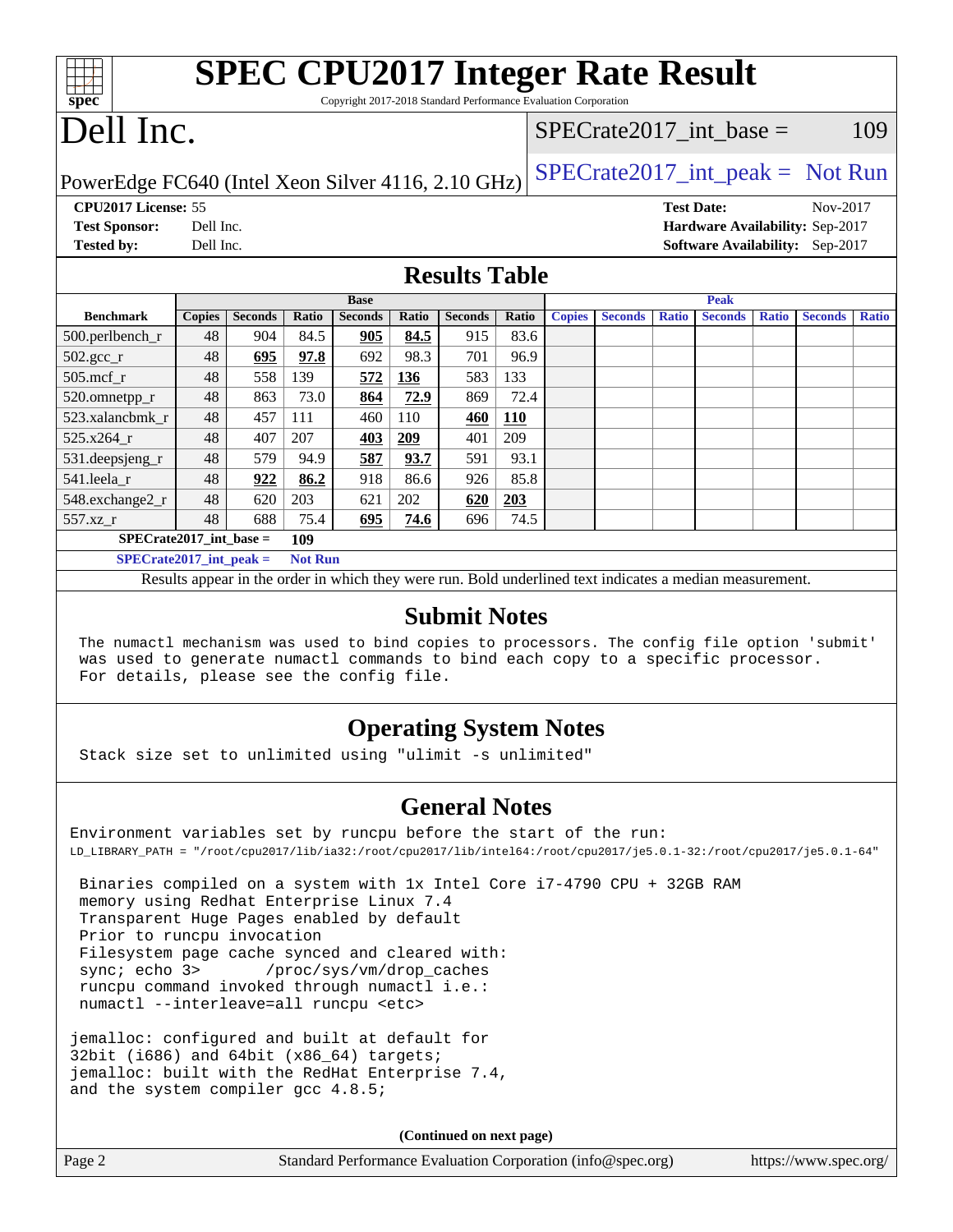# SPEC CPU2017 Integer Rate Result

Copyright 2017-2018 Standard Performance Evaluation Corporation

# Dell Inc.

PowerEdge FC640 (Intel Xeon Silver 4116, 2.10 GHz)

SPECrate2017_int_base = 109

SPECrate2017_int_peak = Not Run

**CPU2017 License:** 55
**Test Sponsor:** Dell Inc.
**Tested by:** Dell Inc.

**Test Date:** Nov-2017
**Hardware Availability:** Sep-2017
**Software Availability:** Sep-2017

## Results Table

| Benchmark | Base | | | | | | | Peak | | | | | | |
|---|---|---|---|---|---|---|---|---|---|---|---|---|---|---|
| | Copies | Seconds | Ratio | Seconds | Ratio | Seconds | Ratio | Copies | Seconds | Ratio | Seconds | Ratio | Seconds | Ratio |
| 500.perlbench_r | 48 | 904 | 84.5 | **905** | **84.5** | 915 | 83.6 | | | | | | | |
| 502.gcc_r | 48 | **695** | **97.8** | 692 | 98.3 | 701 | 96.9 | | | | | | | |
| 505.mcf_r | 48 | 558 | 139 | **572** | **136** | 583 | 133 | | | | | | | |
| 520.omnetpp_r | 48 | 863 | 73.0 | **864** | **72.9** | 869 | 72.4 | | | | | | | |
| 523.xalancbmk_r | 48 | 457 | 111 | 460 | 110 | **460** | **110** | | | | | | | |
| 525.x264_r | 48 | 407 | 207 | **403** | **209** | 401 | 209 | | | | | | | |
| 531.deepsjeng_r | 48 | 579 | 94.9 | **587** | **93.7** | 591 | 93.1 | | | | | | | |
| 541.leela_r | 48 | **922** | **86.2** | 918 | 86.6 | 926 | 85.8 | | | | | | | |
| 548.exchange2_r | 48 | 620 | 203 | 621 | 202 | **620** | **203** | | | | | | | |
| 557.xz_r | 48 | 688 | 75.4 | **695** | **74.6** | 696 | 74.5 | | | | | | | |

**SPECrate2017_int_base =** **109**

**SPECrate2017_int_peak =** **Not Run**

Results appear in the order in which they were run. Bold underlined text indicates a median measurement.

## Submit Notes

```
The numactl mechanism was used to bind copies to processors. The config file option 'submit'
was used to generate numactl commands to bind each copy to a specific processor.
For details, please see the config file.
```

## Operating System Notes

```
Stack size set to unlimited using "ulimit -s unlimited"
```

## General Notes

```
Environment variables set by runcpu before the start of the run:
LD_LIBRARY_PATH = "/root/cpu2017/lib/ia32:/root/cpu2017/lib/intel64:/root/cpu2017/je5.0.1-32:/root/cpu2017/je5.0.1-64"

 Binaries compiled on a system with 1x Intel Core i7-4790 CPU + 32GB RAM
 memory using Redhat Enterprise Linux 7.4
 Transparent Huge Pages enabled by default
 Prior to runcpu invocation
 Filesystem page cache synced and cleared with:
 sync; echo 3>       /proc/sys/vm/drop_caches
 runcpu command invoked through numactl i.e.:
 numactl --interleave=all runcpu <etc>

jemalloc: configured and built at default for
32bit (i686) and 64bit (x86_64) targets;
jemalloc: built with the RedHat Enterprise 7.4,
and the system compiler gcc 4.8.5;
```

(Continued on next page)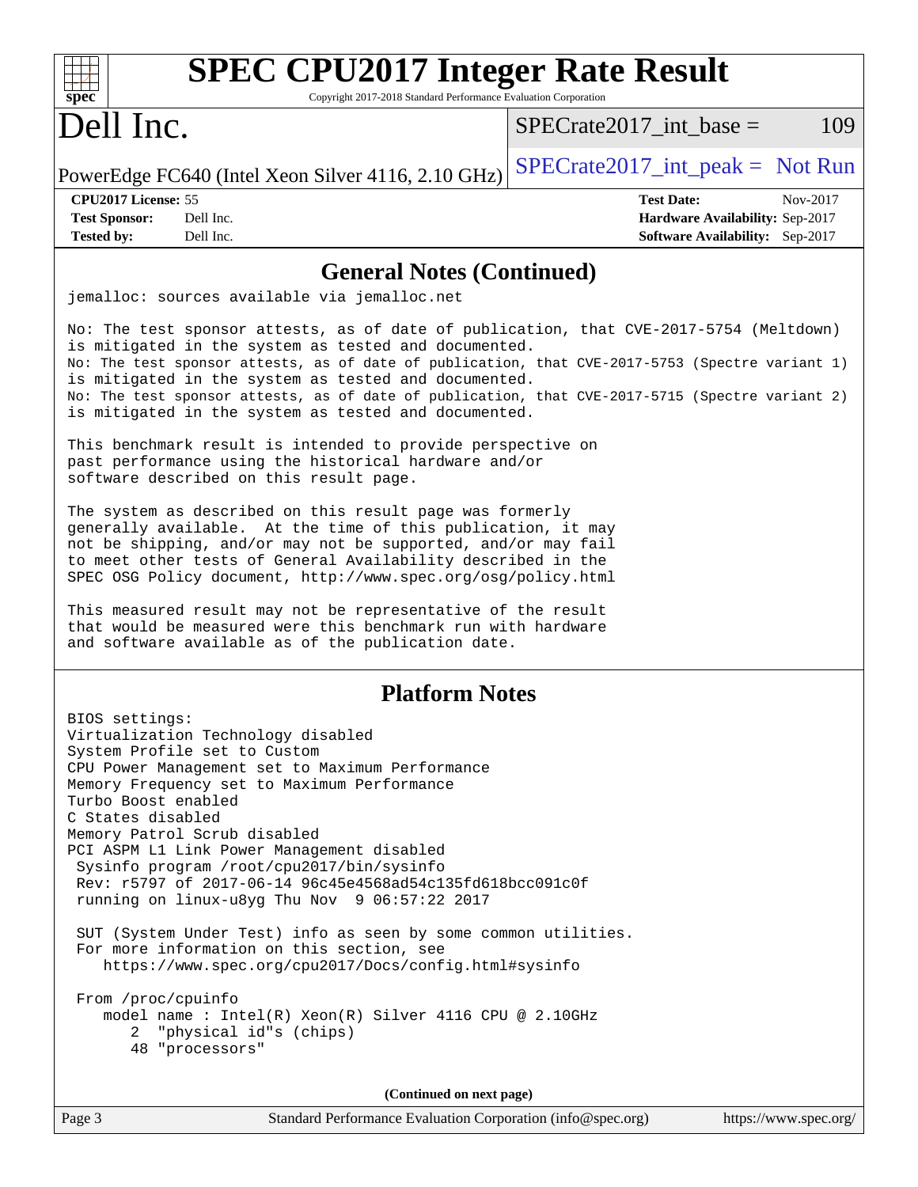## General Notes (Continued)

```
jemalloc: sources available via jemalloc.net

No: The test sponsor attests, as of date of publication, that CVE-2017-5754 (Meltdown)
is mitigated in the system as tested and documented.
No: The test sponsor attests, as of date of publication, that CVE-2017-5753 (Spectre variant 1)
is mitigated in the system as tested and documented.
No: The test sponsor attests, as of date of publication, that CVE-2017-5715 (Spectre variant 2)
is mitigated in the system as tested and documented.

This benchmark result is intended to provide perspective on
past performance using the historical hardware and/or
software described on this result page.

The system as described on this result page was formerly
generally available.  At the time of this publication, it may
not be shipping, and/or may not be supported, and/or may fail
to meet other tests of General Availability described in the
SPEC OSG Policy document, http://www.spec.org/osg/policy.html

This measured result may not be representative of the result
that would be measured were this benchmark run with hardware
and software available as of the publication date.
```

## Platform Notes

```
BIOS settings:
Virtualization Technology disabled
System Profile set to Custom
CPU Power Management set to Maximum Performance
Memory Frequency set to Maximum Performance
Turbo Boost enabled
C States disabled
Memory Patrol Scrub disabled
PCI ASPM L1 Link Power Management disabled
 Sysinfo program /root/cpu2017/bin/sysinfo
 Rev: r5797 of 2017-06-14 96c45e4568ad54c135fd618bcc091c0f
 running on linux-u8yg Thu Nov  9 06:57:22 2017

 SUT (System Under Test) info as seen by some common utilities.
 For more information on this section, see
    https://www.spec.org/cpu2017/Docs/config.html#sysinfo

 From /proc/cpuinfo
    model name : Intel(R) Xeon(R) Silver 4116 CPU @ 2.10GHz
       2  "physical id"s (chips)
       48 "processors"
```

(Continued on next page)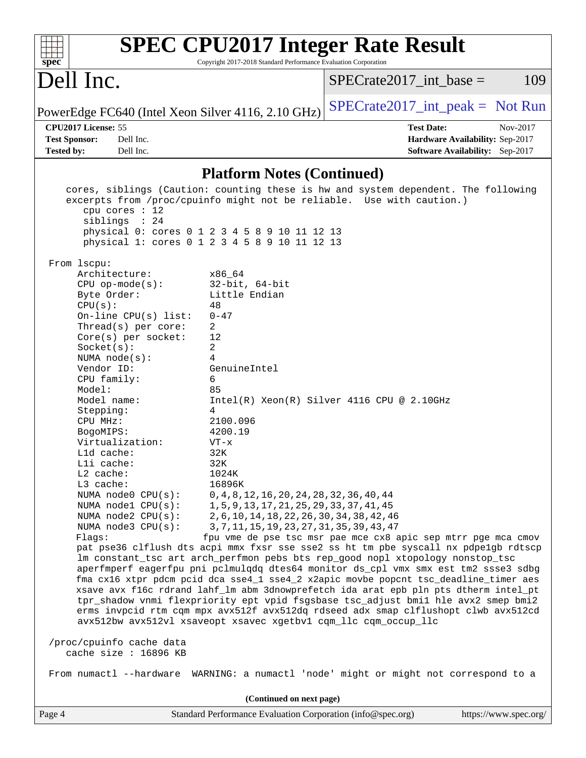## Platform Notes (Continued)

```
    cores, siblings (Caution: counting these is hw and system dependent. The following
    excerpts from /proc/cpuinfo might not be reliable.  Use with caution.)
       cpu cores : 12
       siblings  : 24
       physical 0: cores 0 1 2 3 4 5 8 9 10 11 12 13
       physical 1: cores 0 1 2 3 4 5 8 9 10 11 12 13

 From lscpu:
      Architecture:          x86_64
      CPU op-mode(s):        32-bit, 64-bit
      Byte Order:            Little Endian
      CPU(s):                48
      On-line CPU(s) list:   0-47
      Thread(s) per core:    2
      Core(s) per socket:    12
      Socket(s):             2
      NUMA node(s):          4
      Vendor ID:             GenuineIntel
      CPU family:            6
      Model:                 85
      Model name:            Intel(R) Xeon(R) Silver 4116 CPU @ 2.10GHz
      Stepping:              4
      CPU MHz:               2100.096
      BogoMIPS:              4200.19
      Virtualization:        VT-x
      L1d cache:             32K
      L1i cache:             32K
      L2 cache:              1024K
      L3 cache:              16896K
      NUMA node0 CPU(s):     0,4,8,12,16,20,24,28,32,36,40,44
      NUMA node1 CPU(s):     1,5,9,13,17,21,25,29,33,37,41,45
      NUMA node2 CPU(s):     2,6,10,14,18,22,26,30,34,38,42,46
      NUMA node3 CPU(s):     3,7,11,15,19,23,27,31,35,39,43,47
      Flags:                 fpu vme de pse tsc msr pae mce cx8 apic sep mtrr pge mca cmov
      pat pse36 clflush dts acpi mmx fxsr sse sse2 ss ht tm pbe syscall nx pdpe1gb rdtscp
      lm constant_tsc art arch_perfmon pebs bts rep_good nopl xtopology nonstop_tsc
      aperfmperf eagerfpu pni pclmulqdq dtes64 monitor ds_cpl vmx smx est tm2 ssse3 sdbg
      fma cx16 xtpr pdcm pcid dca sse4_1 sse4_2 x2apic movbe popcnt tsc_deadline_timer aes
      xsave avx f16c rdrand lahf_lm abm 3dnowprefetch ida arat epb pln pts dtherm intel_pt
      tpr_shadow vnmi flexpriority ept vpid fsgsbase tsc_adjust bmi1 hle avx2 smep bmi2
      erms invpcid rtm cqm mpx avx512f avx512dq rdseed adx smap clflushopt clwb avx512cd
      avx512bw avx512vl xsaveopt xsavec xgetbv1 cqm_llc cqm_occup_llc

 /proc/cpuinfo cache data
    cache size : 16896 KB

 From numactl --hardware  WARNING: a numactl 'node' might or might not correspond to a
```

(Continued on next page)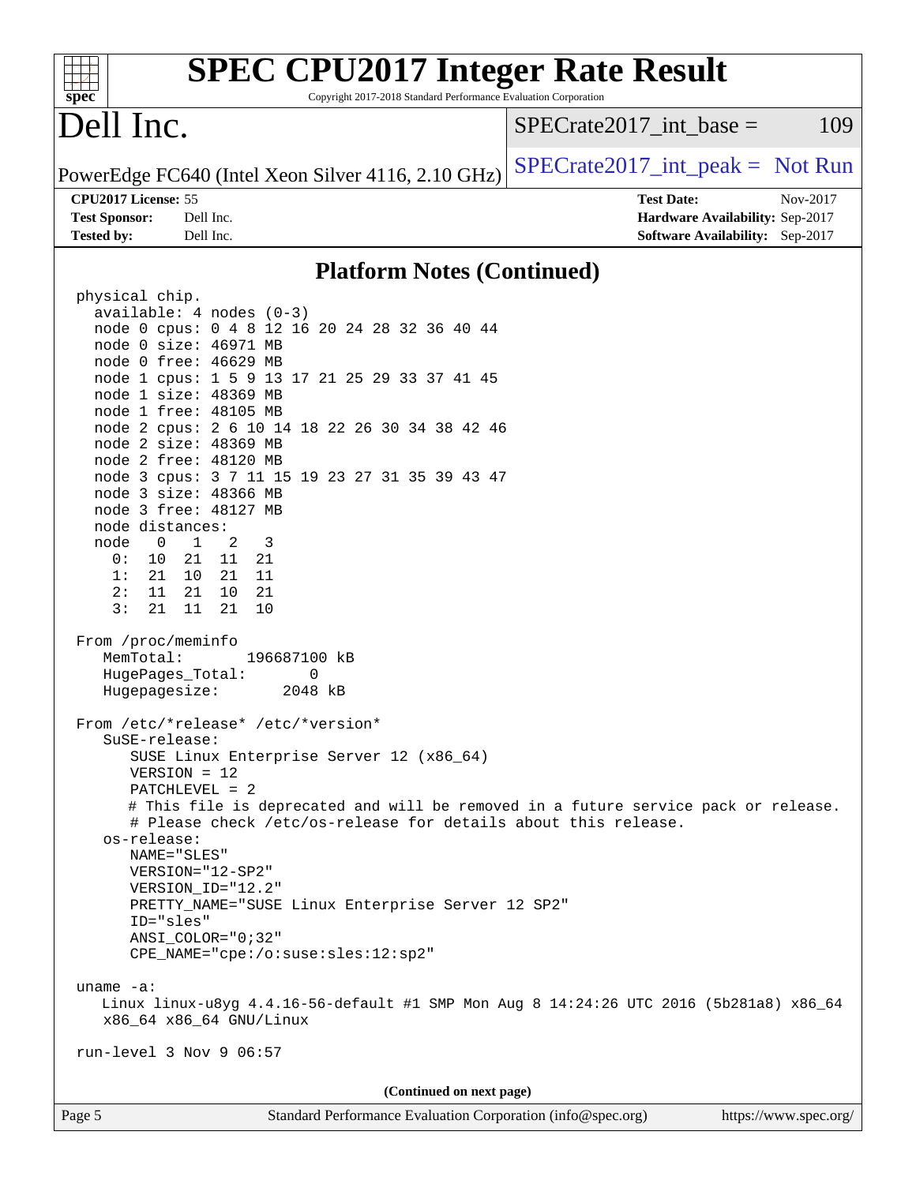# SPEC CPU2017 Integer Rate Result

Copyright 2017-2018 Standard Performance Evaluation Corporation

# Dell Inc.

PowerEdge FC640 (Intel Xeon Silver 4116, 2.10 GHz)

SPECrate2017_int_base = 109

SPECrate2017_int_peak = Not Run

**CPU2017 License:** 55
**Test Sponsor:** Dell Inc.
**Tested by:** Dell Inc.

**Test Date:** Nov-2017
**Hardware Availability:** Sep-2017
**Software Availability:** Sep-2017

## Platform Notes (Continued)

```
physical chip.
  available: 4 nodes (0-3)
  node 0 cpus: 0 4 8 12 16 20 24 28 32 36 40 44
  node 0 size: 46971 MB
  node 0 free: 46629 MB
  node 1 cpus: 1 5 9 13 17 21 25 29 33 37 41 45
  node 1 size: 48369 MB
  node 1 free: 48105 MB
  node 2 cpus: 2 6 10 14 18 22 26 30 34 38 42 46
  node 2 size: 48369 MB
  node 2 free: 48120 MB
  node 3 cpus: 3 7 11 15 19 23 27 31 35 39 43 47
  node 3 size: 48366 MB
  node 3 free: 48127 MB
  node distances:
  node   0   1   2   3
    0:  10  21  11  21
    1:  21  10  21  11
    2:  11  21  10  21
    3:  21  11  21  10

From /proc/meminfo
   MemTotal:       196687100 kB
   HugePages_Total:       0
   Hugepagesize:       2048 kB

From /etc/*release* /etc/*version*
   SuSE-release:
      SUSE Linux Enterprise Server 12 (x86_64)
      VERSION = 12
      PATCHLEVEL = 2
      # This file is deprecated and will be removed in a future service pack or release.
      # Please check /etc/os-release for details about this release.
   os-release:
      NAME="SLES"
      VERSION="12-SP2"
      VERSION_ID="12.2"
      PRETTY_NAME="SUSE Linux Enterprise Server 12 SP2"
      ID="sles"
      ANSI_COLOR="0;32"
      CPE_NAME="cpe:/o:suse:sles:12:sp2"

uname -a:
   Linux linux-u8yg 4.4.16-56-default #1 SMP Mon Aug 8 14:24:26 UTC 2016 (5b281a8) x86_64
   x86_64 x86_64 GNU/Linux

run-level 3 Nov 9 06:57
```

(Continued on next page)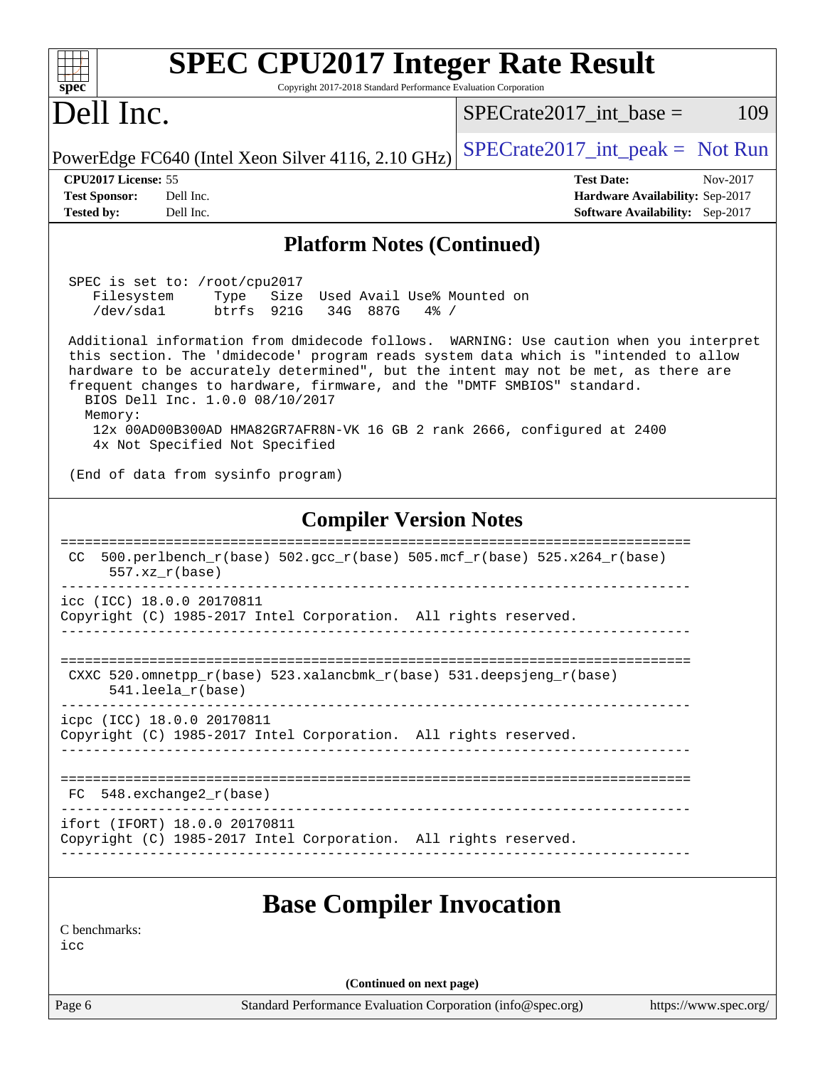## Platform Notes (Continued)

```
SPEC is set to: /root/cpu2017
   Filesystem     Type   Size  Used Avail Use% Mounted on
   /dev/sda1      btrfs  921G   34G  887G   4% /

Additional information from dmidecode follows.  WARNING: Use caution when you interpret
this section. The 'dmidecode' program reads system data which is "intended to allow
hardware to be accurately determined", but the intent may not be met, as there are
frequent changes to hardware, firmware, and the "DMTF SMBIOS" standard.
  BIOS Dell Inc. 1.0.0 08/10/2017
  Memory:
     12x 00AD00B300AD HMA82GR7AFR8N-VK 16 GB 2 rank 2666, configured at 2400
     4x Not Specified Not Specified

(End of data from sysinfo program)
```

## Compiler Version Notes

```
==============================================================================
 CC  500.perlbench_r(base) 502.gcc_r(base) 505.mcf_r(base) 525.x264_r(base)
      557.xz_r(base)
------------------------------------------------------------------------------
icc (ICC) 18.0.0 20170811
Copyright (C) 1985-2017 Intel Corporation.  All rights reserved.
------------------------------------------------------------------------------

==============================================================================
 CXXC 520.omnetpp_r(base) 523.xalancbmk_r(base) 531.deepsjeng_r(base)
      541.leela_r(base)
------------------------------------------------------------------------------
icpc (ICC) 18.0.0 20170811
Copyright (C) 1985-2017 Intel Corporation.  All rights reserved.
------------------------------------------------------------------------------

==============================================================================
 FC  548.exchange2_r(base)
------------------------------------------------------------------------------
ifort (IFORT) 18.0.0 20170811
Copyright (C) 1985-2017 Intel Corporation.  All rights reserved.
------------------------------------------------------------------------------
```

## Base Compiler Invocation

C benchmarks:
icc

(Continued on next page)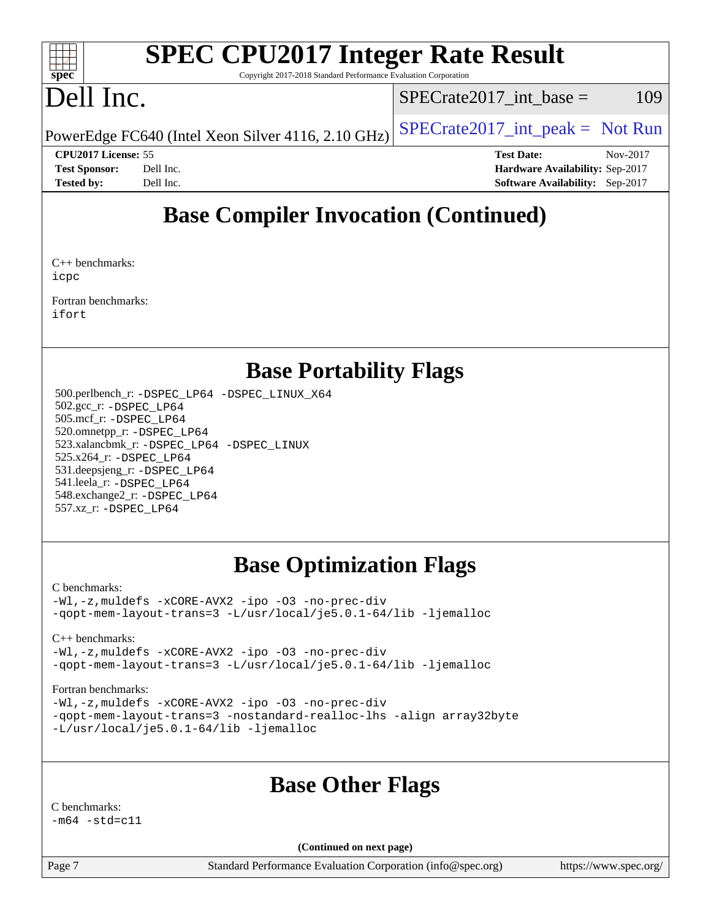## Base Compiler Invocation (Continued)

C++ benchmarks:
icpc

Fortran benchmarks:
ifort

## Base Portability Flags

500.perlbench_r: -DSPEC_LP64 -DSPEC_LINUX_X64
502.gcc_r: -DSPEC_LP64
505.mcf_r: -DSPEC_LP64
520.omnetpp_r: -DSPEC_LP64
523.xalancbmk_r: -DSPEC_LP64 -DSPEC_LINUX
525.x264_r: -DSPEC_LP64
531.deepsjeng_r: -DSPEC_LP64
541.leela_r: -DSPEC_LP64
548.exchange2_r: -DSPEC_LP64
557.xz_r: -DSPEC_LP64

## Base Optimization Flags

C benchmarks:
-Wl,-z,muldefs -xCORE-AVX2 -ipo -O3 -no-prec-div
-qopt-mem-layout-trans=3 -L/usr/local/je5.0.1-64/lib -ljemalloc

C++ benchmarks:
-Wl,-z,muldefs -xCORE-AVX2 -ipo -O3 -no-prec-div
-qopt-mem-layout-trans=3 -L/usr/local/je5.0.1-64/lib -ljemalloc

Fortran benchmarks:
-Wl,-z,muldefs -xCORE-AVX2 -ipo -O3 -no-prec-div
-qopt-mem-layout-trans=3 -nostandard-realloc-lhs -align array32byte
-L/usr/local/je5.0.1-64/lib -ljemalloc

## Base Other Flags

C benchmarks:
-m64 -std=c11

**(Continued on next page)**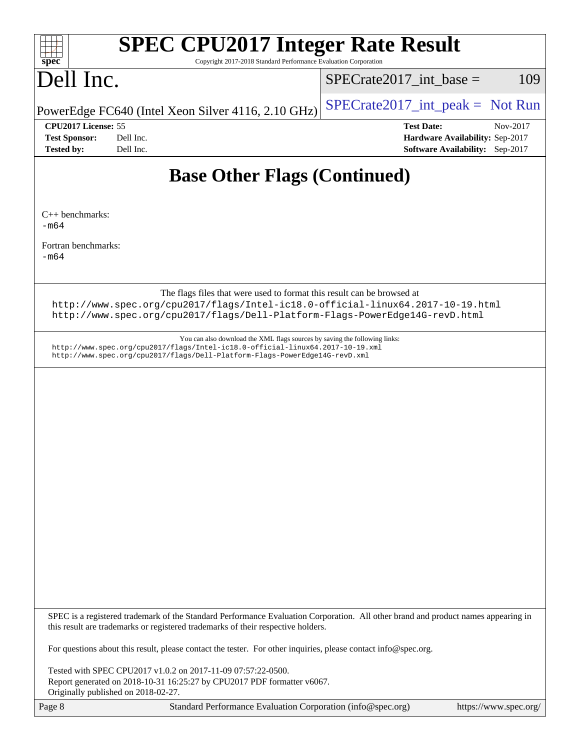# SPEC CPU2017 Integer Rate Result

Copyright 2017-2018 Standard Performance Evaluation Corporation

# Dell Inc.

PowerEdge FC640 (Intel Xeon Silver 4116, 2.10 GHz)

SPECrate2017_int_base = 109

SPECrate2017_int_peak = Not Run

**CPU2017 License:** 55
**Test Sponsor:** Dell Inc.
**Tested by:** Dell Inc.

**Test Date:** Nov-2017
**Hardware Availability:** Sep-2017
**Software Availability:** Sep-2017

## Base Other Flags (Continued)

C++ benchmarks:
-m64

Fortran benchmarks:
-m64

The flags files that were used to format this result can be browsed at
http://www.spec.org/cpu2017/flags/Intel-ic18.0-official-linux64.2017-10-19.html
http://www.spec.org/cpu2017/flags/Dell-Platform-Flags-PowerEdge14G-revD.html

You can also download the XML flags sources by saving the following links:
http://www.spec.org/cpu2017/flags/Intel-ic18.0-official-linux64.2017-10-19.xml
http://www.spec.org/cpu2017/flags/Dell-Platform-Flags-PowerEdge14G-revD.xml

SPEC is a registered trademark of the Standard Performance Evaluation Corporation. All other brand and product names appearing in this result are trademarks or registered trademarks of their respective holders.

For questions about this result, please contact the tester. For other inquiries, please contact info@spec.org.

Tested with SPEC CPU2017 v1.0.2 on 2017-11-09 07:57:22-0500.
Report generated on 2018-10-31 16:25:27 by CPU2017 PDF formatter v6067.
Originally published on 2018-02-27.